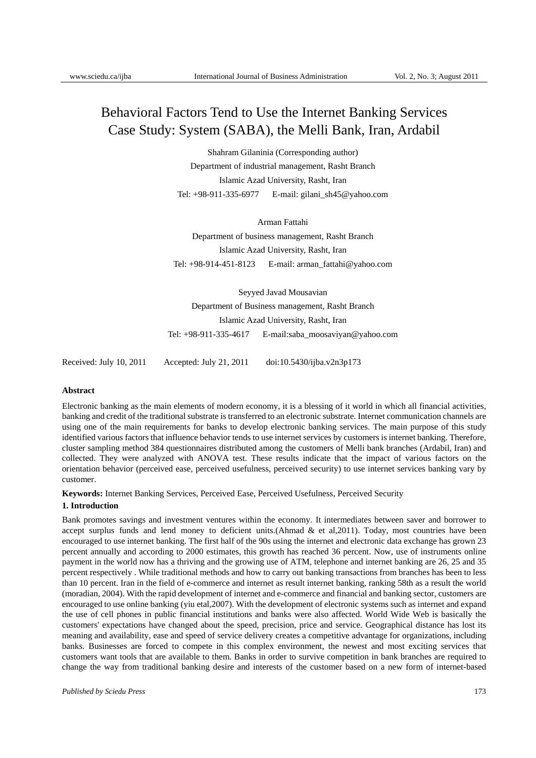# Behavioral Factors Tend to Use the Internet Banking Services Case Study: System (SABA), the Melli Bank, Iran, Ardabil

Shahram Gilaninia (Corresponding author)
Department of industrial management, Rasht Branch
Islamic Azad University, Rasht, Iran
Tel: +98-911-335-6977 E-mail: gilani_sh45@yahoo.com

Arman Fattahi
Department of business management, Rasht Branch
Islamic Azad University, Rasht, Iran
Tel: +98-914-451-8123 E-mail: arman_fattahi@yahoo.com

Seyyed Javad Mousavian
Department of Business management, Rasht Branch
Islamic Azad University, Rasht, Iran
Tel: +98-911-335-4617 E-mail:saba_moosaviyan@yahoo.com

Received: July 10, 2011 Accepted: July 21, 2011 doi:10.5430/ijba.v2n3p173

**Abstract**

Electronic banking as the main elements of modern economy, it is a blessing of it world in which all financial activities, banking and credit of the traditional substrate is transferred to an electronic substrate. Internet communication channels are using one of the main requirements for banks to develop electronic banking services. The main purpose of this study identified various factors that influence behavior tends to use internet services by customers is internet banking. Therefore, cluster sampling method 384 questionnaires distributed among the customers of Melli bank branches (Ardabil, Iran) and collected. They were analyzed with ANOVA test. These results indicate that the impact of various factors on the orientation behavior (perceived ease, perceived usefulness, perceived security) to use internet services banking vary by customer.

**Keywords:** Internet Banking Services, Perceived Ease, Perceived Usefulness, Perceived Security

**1. Introduction**

Bank promotes savings and investment ventures within the economy. It intermediates between saver and borrower to accept surplus funds and lend money to deficient units.(Ahmad & et al,2011). Today, most countries have been encouraged to use internet banking. The first half of the 90s using the internet and electronic data exchange has grown 23 percent annually and according to 2000 estimates, this growth has reached 36 percent. Now, use of instruments online payment in the world now has a thriving and the growing use of ATM, telephone and internet banking are 26, 25 and 35 percent respectively . While traditional methods and how to carry out banking transactions from branches has been to less than 10 percent. Iran in the field of e-commerce and internet as result internet banking, ranking 58th as a result the world (moradian, 2004). With the rapid development of internet and e-commerce and financial and banking sector, customers are encouraged to use online banking (yiu etal,2007). With the development of electronic systems such as internet and expand the use of cell phones in public financial institutions and banks were also affected. World Wide Web is basically the customers' expectations have changed about the speed, precision, price and service. Geographical distance has lost its meaning and availability, ease and speed of service delivery creates a competitive advantage for organizations, including banks. Businesses are forced to compete in this complex environment, the newest and most exciting services that customers want tools that are available to them. Banks in order to survive competition in bank branches are required to change the way from traditional banking desire and interests of the customer based on a new form of internet-based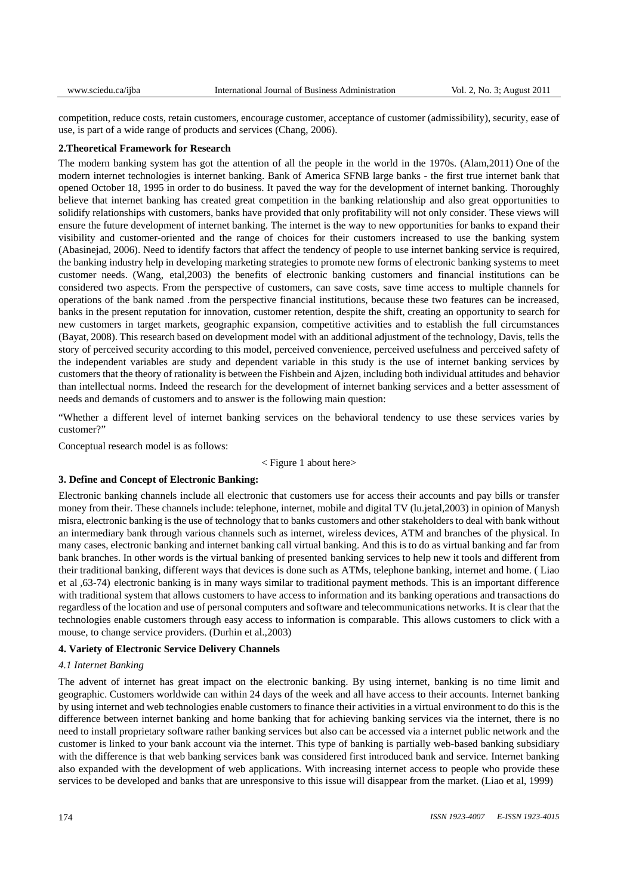competition, reduce costs, retain customers, encourage customer, acceptance of customer (admissibility), security, ease of use, is part of a wide range of products and services (Chang, 2006).

## 2.Theoretical Framework for Research

The modern banking system has got the attention of all the people in the world in the 1970s. (Alam,2011) One of the modern internet technologies is internet banking. Bank of America SFNB large banks - the first true internet bank that opened October 18, 1995 in order to do business. It paved the way for the development of internet banking. Thoroughly believe that internet banking has created great competition in the banking relationship and also great opportunities to solidify relationships with customers, banks have provided that only profitability will not only consider. These views will ensure the future development of internet banking. The internet is the way to new opportunities for banks to expand their visibility and customer-oriented and the range of choices for their customers increased to use the banking system (Abasinejad, 2006). Need to identify factors that affect the tendency of people to use internet banking service is required, the banking industry help in developing marketing strategies to promote new forms of electronic banking systems to meet customer needs. (Wang, etal,2003) the benefits of electronic banking customers and financial institutions can be considered two aspects. From the perspective of customers, can save costs, save time access to multiple channels for operations of the bank named .from the perspective financial institutions, because these two features can be increased, banks in the present reputation for innovation, customer retention, despite the shift, creating an opportunity to search for new customers in target markets, geographic expansion, competitive activities and to establish the full circumstances (Bayat, 2008). This research based on development model with an additional adjustment of the technology, Davis, tells the story of perceived security according to this model, perceived convenience, perceived usefulness and perceived safety of the independent variables are study and dependent variable in this study is the use of internet banking services by customers that the theory of rationality is between the Fishbein and Ajzen, including both individual attitudes and behavior than intellectual norms. Indeed the research for the development of internet banking services and a better assessment of needs and demands of customers and to answer is the following main question:

"Whether a different level of internet banking services on the behavioral tendency to use these services varies by customer?"

Conceptual research model is as follows:

< Figure 1 about here>

## 3. Define and Concept of Electronic Banking:

Electronic banking channels include all electronic that customers use for access their accounts and pay bills or transfer money from their. These channels include: telephone, internet, mobile and digital TV (lu.jetal,2003) in opinion of Manysh misra, electronic banking is the use of technology that to banks customers and other stakeholders to deal with bank without an intermediary bank through various channels such as internet, wireless devices, ATM and branches of the physical. In many cases, electronic banking and internet banking call virtual banking. And this is to do as virtual banking and far from bank branches. In other words is the virtual banking of presented banking services to help new it tools and different from their traditional banking, different ways that devices is done such as ATMs, telephone banking, internet and home. ( Liao et al ,63-74) electronic banking is in many ways similar to traditional payment methods. This is an important difference with traditional system that allows customers to have access to information and its banking operations and transactions do regardless of the location and use of personal computers and software and telecommunications networks. It is clear that the technologies enable customers through easy access to information is comparable. This allows customers to click with a mouse, to change service providers. (Durhin et al.,2003)

## 4. Variety of Electronic Service Delivery Channels

### *4.1 Internet Banking*

The advent of internet has great impact on the electronic banking. By using internet, banking is no time limit and geographic. Customers worldwide can within 24 days of the week and all have access to their accounts. Internet banking by using internet and web technologies enable customers to finance their activities in a virtual environment to do this is the difference between internet banking and home banking that for achieving banking services via the internet, there is no need to install proprietary software rather banking services but also can be accessed via a internet public network and the customer is linked to your bank account via the internet. This type of banking is partially web-based banking subsidiary with the difference is that web banking services bank was considered first introduced bank and service. Internet banking also expanded with the development of web applications. With increasing internet access to people who provide these services to be developed and banks that are unresponsive to this issue will disappear from the market. (Liao et al, 1999)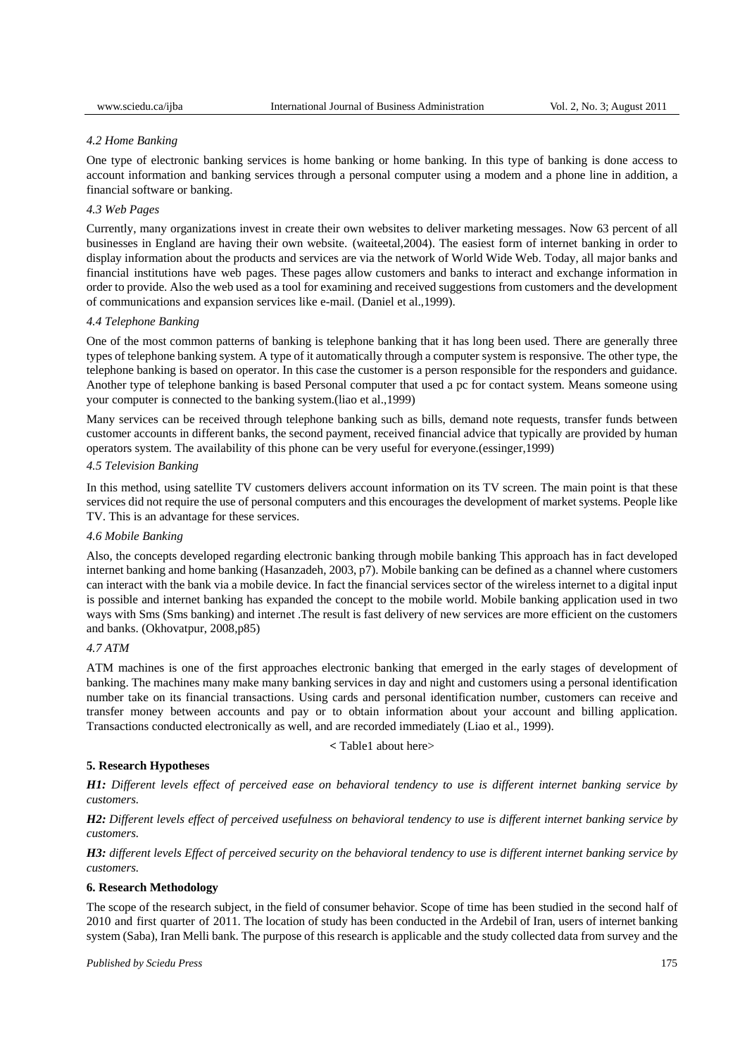*4.2 Home Banking*

One type of electronic banking services is home banking or home banking. In this type of banking is done access to account information and banking services through a personal computer using a modem and a phone line in addition, a financial software or banking.

*4.3 Web Pages*

Currently, many organizations invest in create their own websites to deliver marketing messages. Now 63 percent of all businesses in England are having their own website. (waiteetal,2004). The easiest form of internet banking in order to display information about the products and services are via the network of World Wide Web. Today, all major banks and financial institutions have web pages. These pages allow customers and banks to interact and exchange information in order to provide. Also the web used as a tool for examining and received suggestions from customers and the development of communications and expansion services like e-mail. (Daniel et al.,1999).

*4.4 Telephone Banking*

One of the most common patterns of banking is telephone banking that it has long been used. There are generally three types of telephone banking system. A type of it automatically through a computer system is responsive. The other type, the telephone banking is based on operator. In this case the customer is a person responsible for the responders and guidance. Another type of telephone banking is based Personal computer that used a pc for contact system. Means someone using your computer is connected to the banking system.(liao et al.,1999)

Many services can be received through telephone banking such as bills, demand note requests, transfer funds between customer accounts in different banks, the second payment, received financial advice that typically are provided by human operators system. The availability of this phone can be very useful for everyone.(essinger,1999)

*4.5 Television Banking*

In this method, using satellite TV customers delivers account information on its TV screen. The main point is that these services did not require the use of personal computers and this encourages the development of market systems. People like TV. This is an advantage for these services.

*4.6 Mobile Banking*

Also, the concepts developed regarding electronic banking through mobile banking This approach has in fact developed internet banking and home banking (Hasanzadeh, 2003, p7). Mobile banking can be defined as a channel where customers can interact with the bank via a mobile device. In fact the financial services sector of the wireless internet to a digital input is possible and internet banking has expanded the concept to the mobile world. Mobile banking application used in two ways with Sms (Sms banking) and internet .The result is fast delivery of new services are more efficient on the customers and banks. (Okhovatpur, 2008,p85)

*4.7 ATM*

ATM machines is one of the first approaches electronic banking that emerged in the early stages of development of banking. The machines many make many banking services in day and night and customers using a personal identification number take on its financial transactions. Using cards and personal identification number, customers can receive and transfer money between accounts and pay or to obtain information about your account and billing application. Transactions conducted electronically as well, and are recorded immediately (Liao et al., 1999).

< Table1 about here>

## 5. Research Hypotheses

***H1:*** *Different levels effect of perceived ease on behavioral tendency to use is different internet banking service by customers.*

***H2:*** *Different levels effect of perceived usefulness on behavioral tendency to use is different internet banking service by customers.*

***H3:*** *different levels Effect of perceived security on the behavioral tendency to use is different internet banking service by customers.*

## 6. Research Methodology

The scope of the research subject, in the field of consumer behavior. Scope of time has been studied in the second half of 2010 and first quarter of 2011. The location of study has been conducted in the Ardebil of Iran, users of internet banking system (Saba), Iran Melli bank. The purpose of this research is applicable and the study collected data from survey and the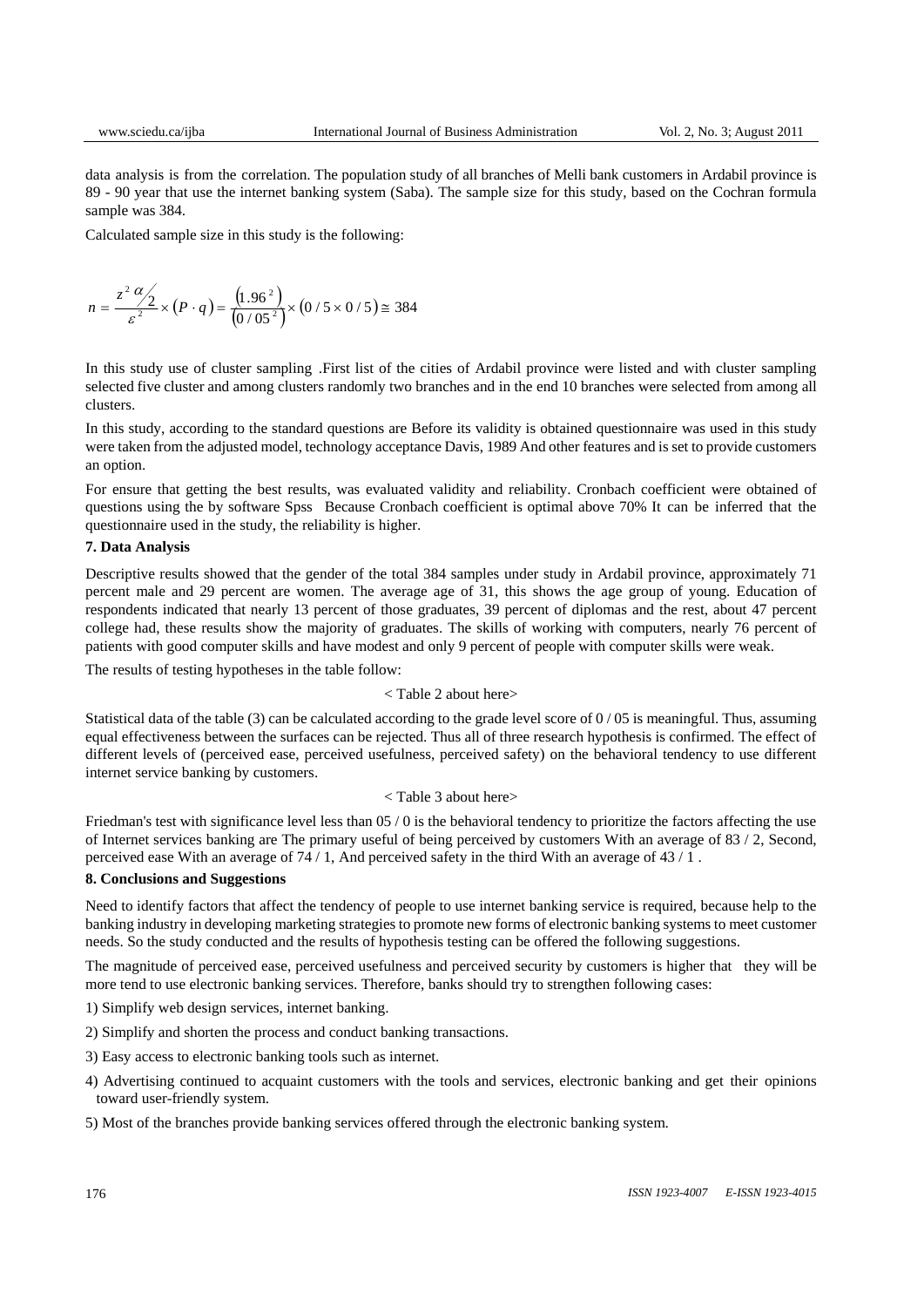data analysis is from the correlation. The population study of all branches of Melli bank customers in Ardabil province is 89 - 90 year that use the internet banking system (Saba). The sample size for this study, based on the Cochran formula sample was 384.

Calculated sample size in this study is the following:

$$n = \frac{z^2 \alpha/2}{\varepsilon^2} \times (P \cdot q) = \frac{(1.96^2)}{(0/05^2)} \times (0/5 \times 0/5) \cong 384$$

In this study use of cluster sampling .First list of the cities of Ardabil province were listed and with cluster sampling selected five cluster and among clusters randomly two branches and in the end 10 branches were selected from among all clusters.

In this study, according to the standard questions are Before its validity is obtained questionnaire was used in this study were taken from the adjusted model, technology acceptance Davis, 1989 And other features and is set to provide customers an option.

For ensure that getting the best results, was evaluated validity and reliability. Cronbach coefficient were obtained of questions using the by software Spss Because Cronbach coefficient is optimal above 70% It can be inferred that the questionnaire used in the study, the reliability is higher.

## 7. Data Analysis

Descriptive results showed that the gender of the total 384 samples under study in Ardabil province, approximately 71 percent male and 29 percent are women. The average age of 31, this shows the age group of young. Education of respondents indicated that nearly 13 percent of those graduates, 39 percent of diplomas and the rest, about 47 percent college had, these results show the majority of graduates. The skills of working with computers, nearly 76 percent of patients with good computer skills and have modest and only 9 percent of people with computer skills were weak.

The results of testing hypotheses in the table follow:

< Table 2 about here>

Statistical data of the table (3) can be calculated according to the grade level score of 0 / 05 is meaningful. Thus, assuming equal effectiveness between the surfaces can be rejected. Thus all of three research hypothesis is confirmed. The effect of different levels of (perceived ease, perceived usefulness, perceived safety) on the behavioral tendency to use different internet service banking by customers.

< Table 3 about here>

Friedman's test with significance level less than 05 / 0 is the behavioral tendency to prioritize the factors affecting the use of Internet services banking are The primary useful of being perceived by customers With an average of 83 / 2, Second, perceived ease With an average of 74 / 1, And perceived safety in the third With an average of 43 / 1 .

## 8. Conclusions and Suggestions

Need to identify factors that affect the tendency of people to use internet banking service is required, because help to the banking industry in developing marketing strategies to promote new forms of electronic banking systems to meet customer needs. So the study conducted and the results of hypothesis testing can be offered the following suggestions.

The magnitude of perceived ease, perceived usefulness and perceived security by customers is higher that they will be more tend to use electronic banking services. Therefore, banks should try to strengthen following cases:

1) Simplify web design services, internet banking.

2) Simplify and shorten the process and conduct banking transactions.

3) Easy access to electronic banking tools such as internet.

4) Advertising continued to acquaint customers with the tools and services, electronic banking and get their opinions toward user-friendly system.

5) Most of the branches provide banking services offered through the electronic banking system.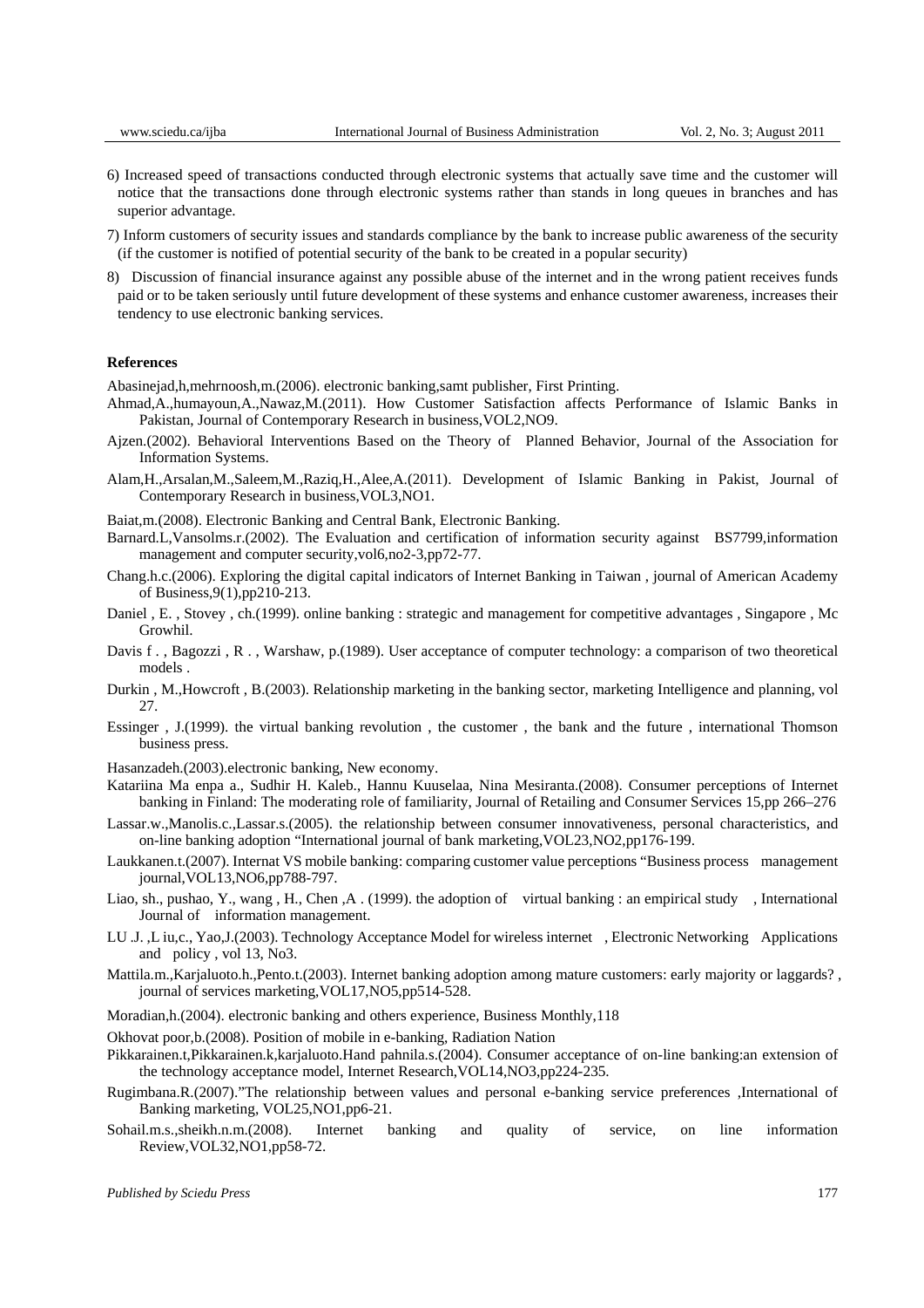6) Increased speed of transactions conducted through electronic systems that actually save time and the customer will notice that the transactions done through electronic systems rather than stands in long queues in branches and has superior advantage.

7) Inform customers of security issues and standards compliance by the bank to increase public awareness of the security (if the customer is notified of potential security of the bank to be created in a popular security)

8) Discussion of financial insurance against any possible abuse of the internet and in the wrong patient receives funds paid or to be taken seriously until future development of these systems and enhance customer awareness, increases their tendency to use electronic banking services.

## References

Abasinejad,h,mehrnoosh,m.(2006). electronic banking,samt publisher, First Printing.

Ahmad,A.,humayoun,A.,Nawaz,M.(2011). How Customer Satisfaction affects Performance of Islamic Banks in Pakistan, Journal of Contemporary Research in business,VOL2,NO9.

Ajzen.(2002). Behavioral Interventions Based on the Theory of Planned Behavior, Journal of the Association for Information Systems.

Alam,H.,Arsalan,M.,Saleem,M.,Raziq,H.,Alee,A.(2011). Development of Islamic Banking in Pakist, Journal of Contemporary Research in business,VOL3,NO1.

Baiat,m.(2008). Electronic Banking and Central Bank, Electronic Banking.

Barnard.L,Vansolms.r.(2002). The Evaluation and certification of information security against BS7799,information management and computer security,vol6,no2-3,pp72-77.

Chang.h.c.(2006). Exploring the digital capital indicators of Internet Banking in Taiwan , journal of American Academy of Business,9(1),pp210-213.

Daniel , E. , Stovey , ch.(1999). online banking : strategic and management for competitive advantages , Singapore , Mc Growhil.

Davis f . , Bagozzi , R . , Warshaw , p.(1989). User acceptance of computer technology: a comparison of two theoretical models .

Durkin , M.,Howcroft , B.(2003). Relationship marketing in the banking sector, marketing Intelligence and planning, vol 27.

Essinger , J.(1999). the virtual banking revolution , the customer , the bank and the future , international Thomson business press.

Hasanzadeh.(2003).electronic banking, New economy.

Katariina Ma enpa a., Sudhir H. Kaleb., Hannu Kuuselaa, Nina Mesiranta.(2008). Consumer perceptions of Internet banking in Finland: The moderating role of familiarity, Journal of Retailing and Consumer Services 15,pp 266–276

Lassar.w.,Manolis.c.,Lassar.s.(2005). the relationship between consumer innovativeness, personal characteristics, and on-line banking adoption "International journal of bank marketing,VOL23,NO2,pp176-199.

Laukkanen.t.(2007). Internat VS mobile banking: comparing customer value perceptions "Business process management journal,VOL13,NO6,pp788-797.

Liao, sh., pushao, Y., wang , H., Chen ,A . (1999). the adoption of virtual banking : an empirical study , International Journal of information management.

LU .J. ,L iu,c., Yao,J.(2003). Technology Acceptance Model for wireless internet , Electronic Networking Applications and policy , vol 13, No3.

Mattila.m.,Karjaluoto.h.,Pento.t.(2003). Internet banking adoption among mature customers: early majority or laggards? , journal of services marketing,VOL17,NO5,pp514-528.

Moradian,h.(2004). electronic banking and others experience, Business Monthly,118

Okhovat poor,b.(2008). Position of mobile in e-banking, Radiation Nation

Pikkarainen.t,Pikkarainen.k,karjaluoto.Hand pahnila.s.(2004). Consumer acceptance of on-line banking:an extension of the technology acceptance model, Internet Research,VOL14,NO3,pp224-235.

Rugimbana.R.(2007)."The relationship between values and personal e-banking service preferences ,International of Banking marketing, VOL25,NO1,pp6-21.

Sohail.m.s.,sheikh.n.m.(2008). Internet banking and quality of service, on line information Review,VOL32,NO1,pp58-72.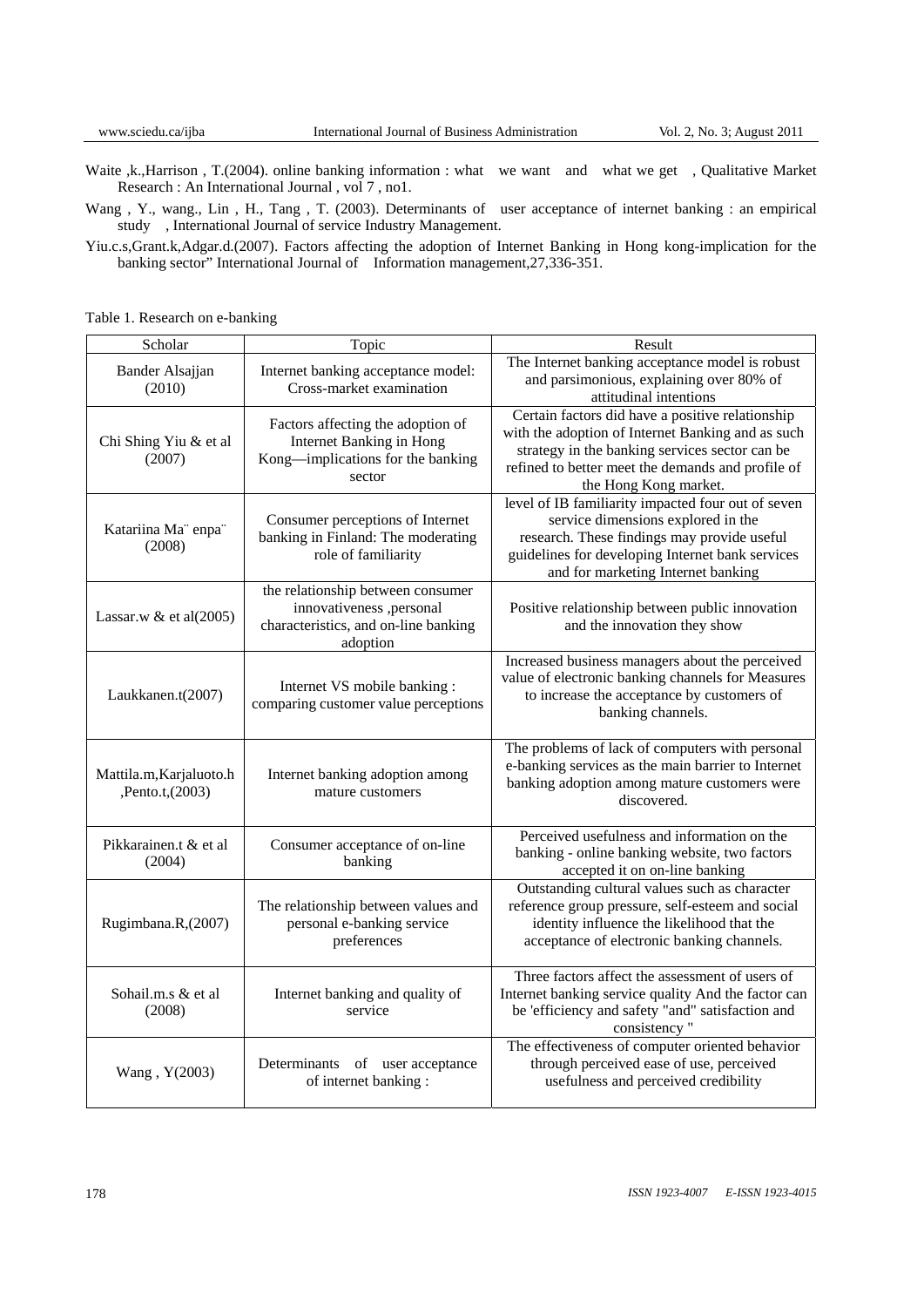Waite ,k.,Harrison , T.(2004). online banking information : what we want and what we get , Qualitative Market Research : An International Journal , vol 7 , no1.

Wang , Y., wang., Lin , H., Tang , T. (2003). Determinants of user acceptance of internet banking : an empirical study , International Journal of service Industry Management.

Yiu.c.s,Grant.k,Adgar.d.(2007). Factors affecting the adoption of Internet Banking in Hong kong-implication for the banking sector" International Journal of Information management,27,336-351.

Table 1. Research on e-banking

| Scholar | Topic | Result |
|---|---|---|
| Bander Alsajjan (2010) | Internet banking acceptance model: Cross-market examination | The Internet banking acceptance model is robust and parsimonious, explaining over 80% of attitudinal intentions |
| Chi Shing Yiu & et al (2007) | Factors affecting the adoption of Internet Banking in Hong Kong—implications for the banking sector | Certain factors did have a positive relationship with the adoption of Internet Banking and as such strategy in the banking services sector can be refined to better meet the demands and profile of the Hong Kong market. |
| Katariina Ma¨ enpa¨ (2008) | Consumer perceptions of Internet banking in Finland: The moderating role of familiarity | level of IB familiarity impacted four out of seven service dimensions explored in the research. These findings may provide useful guidelines for developing Internet bank services and for marketing Internet banking |
| Lassar.w & et al(2005) | the relationship between consumer innovativeness ,personal characteristics, and on-line banking adoption | Positive relationship between public innovation and the innovation they show |
| Laukkanen.t(2007) | Internet VS mobile banking : comparing customer value perceptions | Increased business managers about the perceived value of electronic banking channels for Measures to increase the acceptance by customers of banking channels. |
| Mattila.m,Karjaluoto.h ,Pento.t,(2003) | Internet banking adoption among mature customers | The problems of lack of computers with personal e-banking services as the main barrier to Internet banking adoption among mature customers were discovered. |
| Pikkarainen.t & et al (2004) | Consumer acceptance of on-line banking | Perceived usefulness and information on the banking - online banking website, two factors accepted it on on-line banking |
| Rugimbana.R,(2007) | The relationship between values and personal e-banking service preferences | Outstanding cultural values such as character reference group pressure, self-esteem and social identity influence the likelihood that the acceptance of electronic banking channels. |
| Sohail.m.s & et al (2008) | Internet banking and quality of service | Three factors affect the assessment of users of Internet banking service quality And the factor can be 'efficiency and safety "and" satisfaction and consistency " |
| Wang , Y(2003) | Determinants of user acceptance of internet banking : | The effectiveness of computer oriented behavior through perceived ease of use, perceived usefulness and perceived credibility |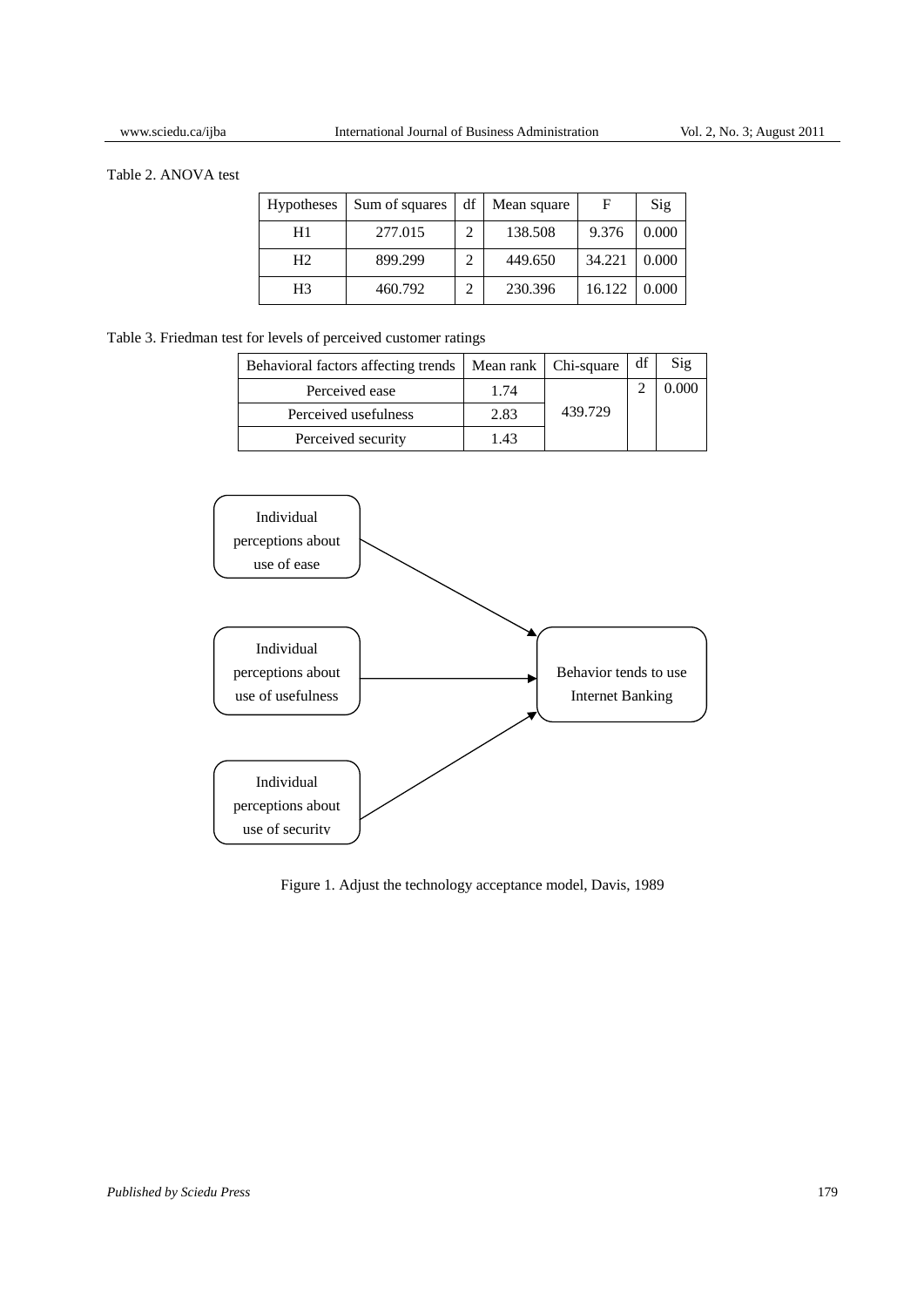Table 2. ANOVA test

| Hypotheses | Sum of squares | df | Mean square | F | Sig |
|---|---|---|---|---|---|
| H1 | 277.015 | 2 | 138.508 | 9.376 | 0.000 |
| H2 | 899.299 | 2 | 449.650 | 34.221 | 0.000 |
| H3 | 460.792 | 2 | 230.396 | 16.122 | 0.000 |

Table 3. Friedman test for levels of perceived customer ratings

| Behavioral factors affecting trends | Mean rank | Chi-square | df | Sig |
|---|---|---|---|---|
| Perceived ease | 1.74 | 439.729 | 2 | 0.000 |
| Perceived usefulness | 2.83 | | | |
| Perceived security | 1.43 | | | |

Individual perceptions about use of ease

Individual perceptions about use of usefulness

Individual perceptions about use of security

Behavior tends to use Internet Banking

Figure 1. Adjust the technology acceptance model, Davis, 1989